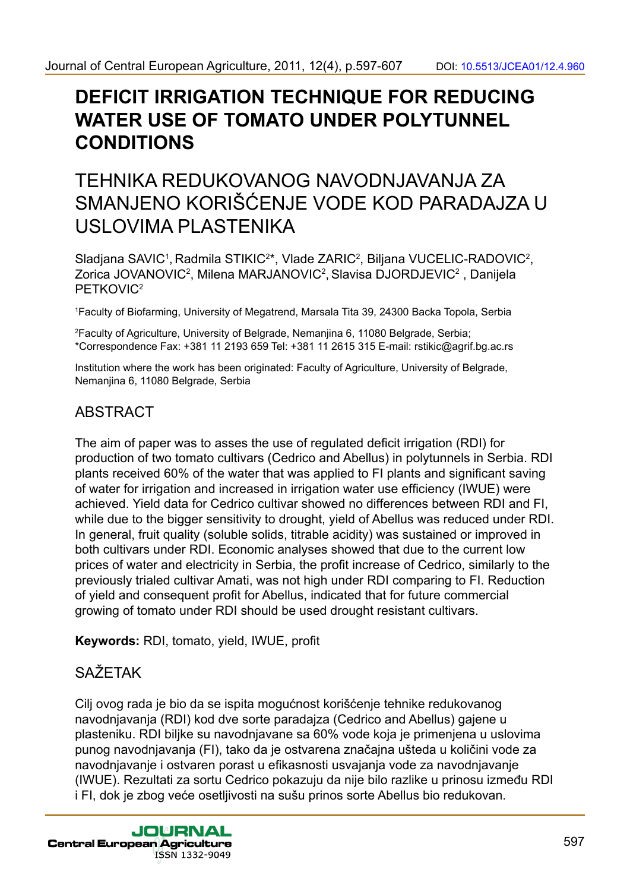# DEFICIT IRRIGATION TECHNIQUE FOR REDUCING WATER USE OF TOMATO UNDER POLYTUNNEL CONDITIONS

# TEHNIKA REDUKOVANOG NAVODNJAVANJA ZA SMANJENO KORIŠĆENJE VODE KOD PARADAJZA U USLOVIMA PLASTENIKA

Sladjana SAVIC[1], Radmila STIKIC[2]*, Vlade ZARIC[2], Biljana VUCELIC-RADOVIC[2], Zorica JOVANOVIC[2], Milena MARJANOVIC[2], Slavisa DJORDJEVIC[2], Danijela PETKOVIC[2]

[1]Faculty of Biofarming, University of Megatrend, Marsala Tita 39, 24300 Backa Topola, Serbia

[2]Faculty of Agriculture, University of Belgrade, Nemanjina 6, 11080 Belgrade, Serbia;
*Correspondence Fax: +381 11 2193 659 Tel: +381 11 2615 315 E-mail: rstikic@agrif.bg.ac.rs

Institution where the work has been originated: Faculty of Agriculture, University of Belgrade, Nemanjina 6, 11080 Belgrade, Serbia

## ABSTRACT

The aim of paper was to asses the use of regulated deficit irrigation (RDI) for production of two tomato cultivars (Cedrico and Abellus) in polytunnels in Serbia. RDI plants received 60% of the water that was applied to FI plants and significant saving of water for irrigation and increased in irrigation water use efficiency (IWUE) were achieved. Yield data for Cedrico cultivar showed no differences between RDI and FI, while due to the bigger sensitivity to drought, yield of Abellus was reduced under RDI. In general, fruit quality (soluble solids, titrable acidity) was sustained or improved in both cultivars under RDI. Economic analyses showed that due to the current low prices of water and electricity in Serbia, the profit increase of Cedrico, similarly to the previously trialed cultivar Amati, was not high under RDI comparing to FI. Reduction of yield and consequent profit for Abellus, indicated that for future commercial growing of tomato under RDI should be used drought resistant cultivars.

**Keywords:** RDI, tomato, yield, IWUE, profit

## SAŽETAK

Cilj ovog rada je bio da se ispita mogućnost korišćenje tehnike redukovanog navodnjavanja (RDI) kod dve sorte paradajza (Cedrico and Abellus) gajene u plasteniku. RDI biljke su navodnjavane sa 60% vode koja je primenjena u uslovima punog navodnjavanja (FI), tako da je ostvarena značajna ušteda u količini vode za navodnjavanje i ostvaren porast u efikasnosti usvajanja vode za navodnjavanje (IWUE). Rezultati za sortu Cedrico pokazuju da nije bilo razlike u prinosu između RDI i FI, dok je zbog veće osetljivosti na sušu prinos sorte Abellus bio redukovan.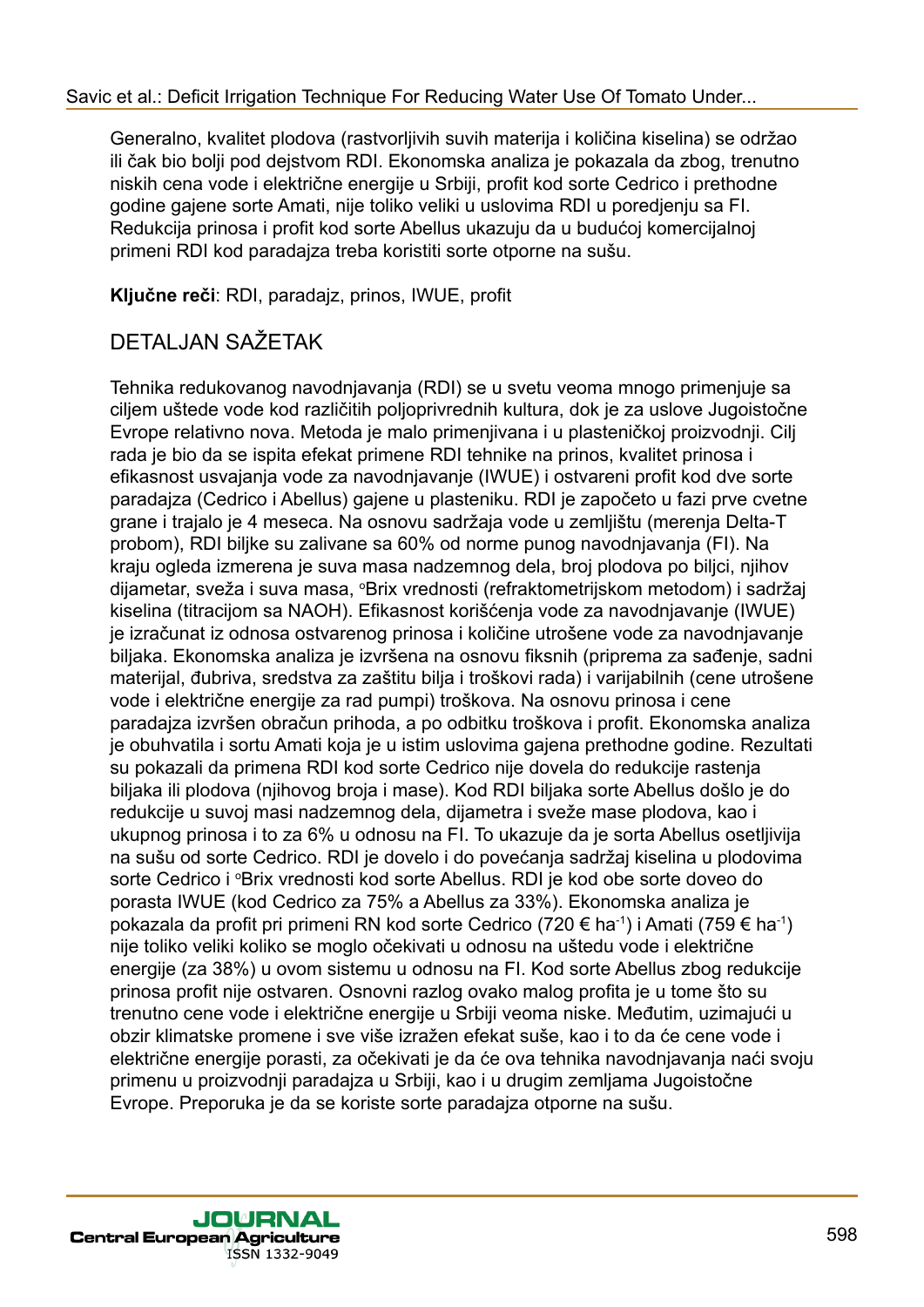Generalno, kvalitet plodova (rastvorljivih suvih materija i količina kiselina) se održao ili čak bio bolji pod dejstvom RDI. Ekonomska analiza je pokazala da zbog, trenutno niskih cena vode i električne energije u Srbiji, profit kod sorte Cedrico i prethodne godine gajene sorte Amati, nije toliko veliki u uslovima RDI u poredjenju sa FI. Redukcija prinosa i profit kod sorte Abellus ukazuju da u budućoj komercijalnoj primeni RDI kod paradajza treba koristiti sorte otporne na sušu.

**Ključne reči**: RDI, paradajz, prinos, IWUE, profit

## DETALJAN SAŽETAK

Tehnika redukovanog navodnjavanja (RDI) se u svetu veoma mnogo primenjuje sa ciljem uštede vode kod različitih poljoprivrednih kultura, dok je za uslove Jugoistočne Evrope relativno nova. Metoda je malo primenjivana i u plasteničkoj proizvodnji. Cilj rada je bio da se ispita efekat primene RDI tehnike na prinos, kvalitet prinosa i efikasnost usvajanja vode za navodnjavanje (IWUE) i ostvareni profit kod dve sorte paradajza (Cedrico i Abellus) gajene u plasteniku. RDI je započeto u fazi prve cvetne grane i trajalo je 4 meseca. Na osnovu sadržaja vode u zemljištu (merenja Delta-T probom), RDI biljke su zalivane sa 60% od norme punog navodnjavanja (FI). Na kraju ogleda izmerena je suva masa nadzemnog dela, broj plodova po biljci, njihov dijametar, sveža i suva masa, °Brix vrednosti (refraktometrijskom metodom) i sadržaj kiselina (titracijom sa NAOH). Efikasnost korišćenja vode za navodnjavanje (IWUE) je izračunat iz odnosa ostvarenog prinosa i količine utrošene vode za navodnjavanje biljaka. Ekonomska analiza je izvršena na osnovu fiksnih (priprema za sađenje, sadni materijal, đubriva, sredstva za zaštitu bilja i troškovi rada) i varijabilnih (cene utrošene vode i električne energije za rad pumpi) troškova. Na osnovu prinosa i cene paradajza izvršen obračun prihoda, a po odbitku troškova i profit. Ekonomska analiza je obuhvatila i sortu Amati koja je u istim uslovima gajena prethodne godine. Rezultati su pokazali da primena RDI kod sorte Cedrico nije dovela do redukcije rastenja biljaka ili plodova (njihovog broja i mase). Kod RDI biljaka sorte Abellus došlo je do redukcije u suvoj masi nadzemnog dela, dijametra i sveže mase plodova, kao i ukupnog prinosa i to za 6% u odnosu na FI. To ukazuje da je sorta Abellus osetljivija na sušu od sorte Cedrico. RDI je dovelo i do povećanja sadržaj kiselina u plodovima sorte Cedrico i °Brix vrednosti kod sorte Abellus. RDI je kod obe sorte doveo do porasta IWUE (kod Cedrico za 75% a Abellus za 33%). Ekonomska analiza je pokazala da profit pri primeni RN kod sorte Cedrico (720 € $ha^{-1}$) i Amati (759 € $ha^{-1}$) nije toliko veliki koliko se moglo očekivati u odnosu na uštedu vode i električne energije (za 38%) u ovom sistemu u odnosu na FI. Kod sorte Abellus zbog redukcije prinosa profit nije ostvaren. Osnovni razlog ovako malog profita je u tome što su trenutno cene vode i električne energije u Srbiji veoma niske. Međutim, uzimajući u obzir klimatske promene i sve više izražen efekat suše, kao i to da će cene vode i električne energije porasti, za očekivati je da će ova tehnika navodnjavanja naći svoju primenu u proizvodnji paradajza u Srbiji, kao i u drugim zemljama Jugoistočne Evrope. Preporuka je da se koriste sorte paradajza otporne na sušu.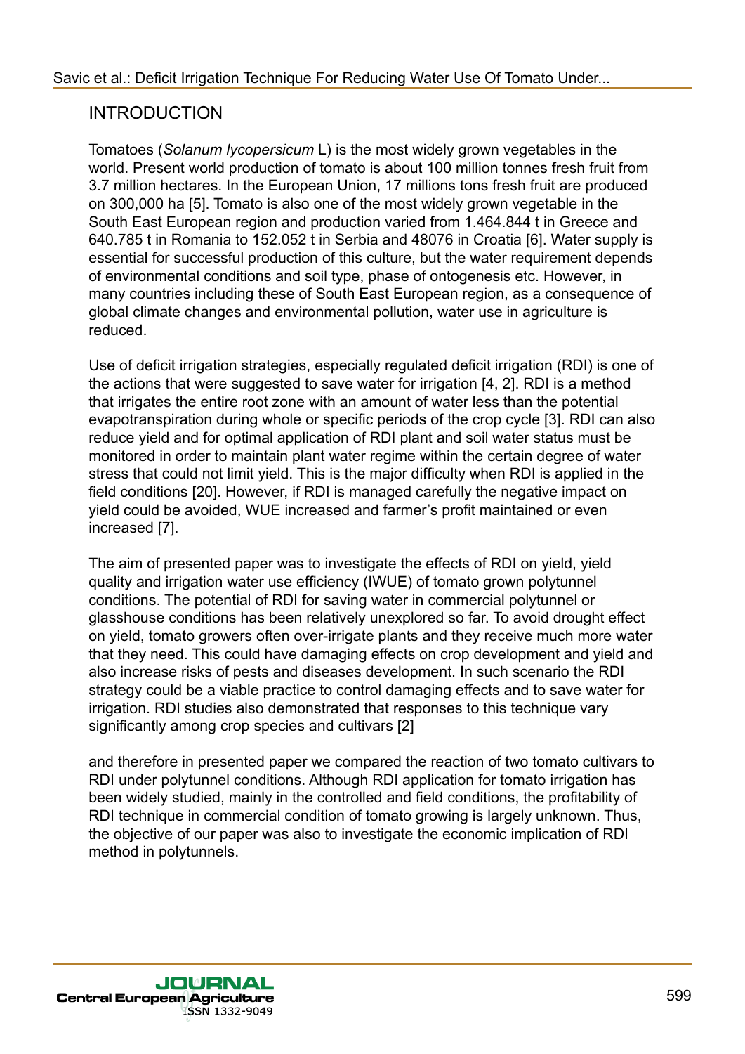## INTRODUCTION

Tomatoes (*Solanum lycopersicum* L) is the most widely grown vegetables in the world. Present world production of tomato is about 100 million tonnes fresh fruit from 3.7 million hectares. In the European Union, 17 millions tons fresh fruit are produced on 300,000 ha [5]. Tomato is also one of the most widely grown vegetable in the South East European region and production varied from 1.464.844 t in Greece and 640.785 t in Romania to 152.052 t in Serbia and 48076 in Croatia [6]. Water supply is essential for successful production of this culture, but the water requirement depends of environmental conditions and soil type, phase of ontogenesis etc. However, in many countries including these of South East European region, as a consequence of global climate changes and environmental pollution, water use in agriculture is reduced.

Use of deficit irrigation strategies, especially regulated deficit irrigation (RDI) is one of the actions that were suggested to save water for irrigation [4, 2]. RDI is a method that irrigates the entire root zone with an amount of water less than the potential evapotranspiration during whole or specific periods of the crop cycle [3]. RDI can also reduce yield and for optimal application of RDI plant and soil water status must be monitored in order to maintain plant water regime within the certain degree of water stress that could not limit yield. This is the major difficulty when RDI is applied in the field conditions [20]. However, if RDI is managed carefully the negative impact on yield could be avoided, WUE increased and farmer's profit maintained or even increased [7].

The aim of presented paper was to investigate the effects of RDI on yield, yield quality and irrigation water use efficiency (IWUE) of tomato grown polytunnel conditions. The potential of RDI for saving water in commercial polytunnel or glasshouse conditions has been relatively unexplored so far. To avoid drought effect on yield, tomato growers often over-irrigate plants and they receive much more water that they need. This could have damaging effects on crop development and yield and also increase risks of pests and diseases development. In such scenario the RDI strategy could be a viable practice to control damaging effects and to save water for irrigation. RDI studies also demonstrated that responses to this technique vary significantly among crop species and cultivars [2]

and therefore in presented paper we compared the reaction of two tomato cultivars to RDI under polytunnel conditions. Although RDI application for tomato irrigation has been widely studied, mainly in the controlled and field conditions, the profitability of RDI technique in commercial condition of tomato growing is largely unknown. Thus, the objective of our paper was also to investigate the economic implication of RDI method in polytunnels.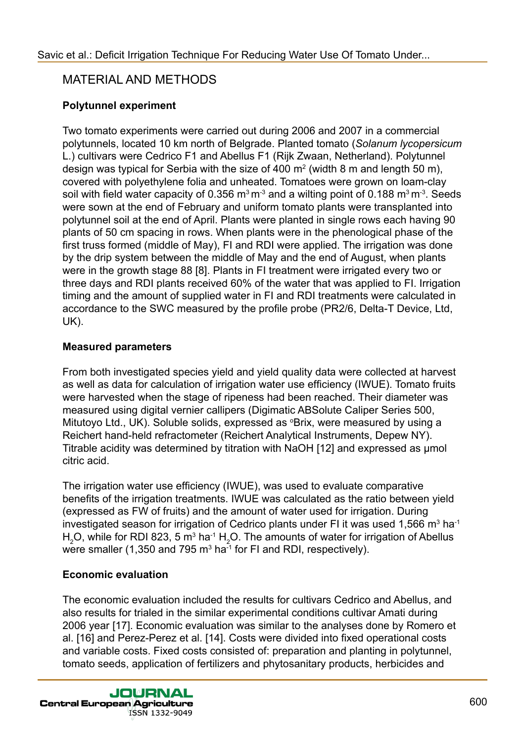## MATERIAL AND METHODS

### Polytunnel experiment

Two tomato experiments were carried out during 2006 and 2007 in a commercial polytunnels, located 10 km north of Belgrade. Planted tomato (*Solanum lycopersicum* L.) cultivars were Cedrico F1 and Abellus F1 (Rijk Zwaan, Netherland). Polytunnel design was typical for Serbia with the size of 400 $m^2$ (width 8 m and length 50 m), covered with polyethylene folia and unheated. Tomatoes were grown on loam-clay soil with field water capacity of 0.356 $m^3 m^{-3}$ and a wilting point of 0.188 $m^3 m^{-3}$. Seeds were sown at the end of February and uniform tomato plants were transplanted into polytunnel soil at the end of April. Plants were planted in single rows each having 90 plants of 50 cm spacing in rows. When plants were in the phenological phase of the first truss formed (middle of May), FI and RDI were applied. The irrigation was done by the drip system between the middle of May and the end of August, when plants were in the growth stage 88 [8]. Plants in FI treatment were irrigated every two or three days and RDI plants received 60% of the water that was applied to FI. Irrigation timing and the amount of supplied water in FI and RDI treatments were calculated in accordance to the SWC measured by the profile probe (PR2/6, Delta-T Device, Ltd, UK).

### Measured parameters

From both investigated species yield and yield quality data were collected at harvest as well as data for calculation of irrigation water use efficiency (IWUE). Tomato fruits were harvested when the stage of ripeness had been reached. Their diameter was measured using digital vernier callipers (Digimatic ABSolute Caliper Series 500, Mitutoyo Ltd., UK). Soluble solids, expressed as °Brix, were measured by using a Reichert hand-held refractometer (Reichert Analytical Instruments, Depew NY). Titrable acidity was determined by titration with NaOH [12] and expressed as μmol citric acid.

The irrigation water use efficiency (IWUE), was used to evaluate comparative benefits of the irrigation treatments. IWUE was calculated as the ratio between yield (expressed as FW of fruits) and the amount of water used for irrigation. During investigated season for irrigation of Cedrico plants under FI it was used 1,566 $m^3$ $ha^{-1}$ $H_2O$, while for RDI 823, 5 $m^3$ $ha^{-1}$ $H_2O$. The amounts of water for irrigation of Abellus were smaller (1,350 and 795 $m^3$ $ha^{-1}$ for FI and RDI, respectively).

### Economic evaluation

The economic evaluation included the results for cultivars Cedrico and Abellus, and also results for trialed in the similar experimental conditions cultivar Amati during 2006 year [17]. Economic evaluation was similar to the analyses done by Romero et al. [16] and Perez-Perez et al. [14]. Costs were divided into fixed operational costs and variable costs. Fixed costs consisted of: preparation and planting in polytunnel, tomato seeds, application of fertilizers and phytosanitary products, herbicides and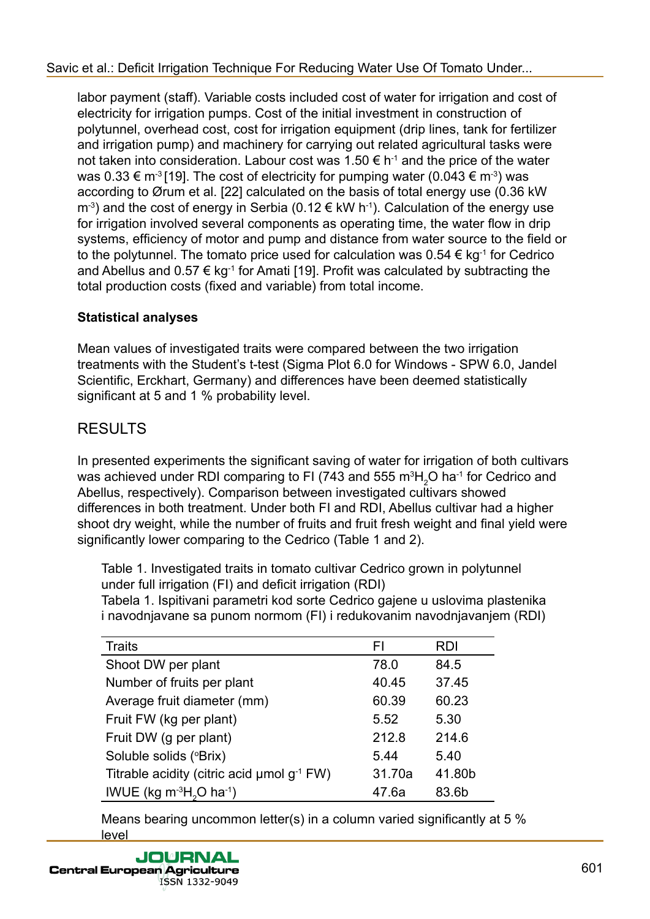labor payment (staff). Variable costs included cost of water for irrigation and cost of electricity for irrigation pumps. Cost of the initial investment in construction of polytunnel, overhead cost, cost for irrigation equipment (drip lines, tank for fertilizer and irrigation pump) and machinery for carrying out related agricultural tasks were not taken into consideration. Labour cost was 1.50 € $h^{-1}$ and the price of the water was 0.33 € $m^{-3}$ [19]. The cost of electricity for pumping water (0.043 € $m^{-3}$) was according to Ørum et al. [22] calculated on the basis of total energy use (0.36 kW $m^{-3}$) and the cost of energy in Serbia (0.12 € kW $h^{-1}$). Calculation of the energy use for irrigation involved several components as operating time, the water flow in drip systems, efficiency of motor and pump and distance from water source to the field or to the polytunnel. The tomato price used for calculation was 0.54 € $kg^{-1}$ for Cedrico and Abellus and 0.57 € $kg^{-1}$ for Amati [19]. Profit was calculated by subtracting the total production costs (fixed and variable) from total income.

**Statistical analyses**

Mean values of investigated traits were compared between the two irrigation treatments with the Student's t-test (Sigma Plot 6.0 for Windows - SPW 6.0, Jandel Scientific, Erckhart, Germany) and differences have been deemed statistically significant at 5 and 1 % probability level.

## RESULTS

In presented experiments the significant saving of water for irrigation of both cultivars was achieved under RDI comparing to FI (743 and 555 $m^3H_2O$ $ha^{-1}$ for Cedrico and Abellus, respectively). Comparison between investigated cultivars showed differences in both treatment. Under both FI and RDI, Abellus cultivar had a higher shoot dry weight, while the number of fruits and fruit fresh weight and final yield were significantly lower comparing to the Cedrico (Table 1 and 2).

Table 1. Investigated traits in tomato cultivar Cedrico grown in polytunnel under full irrigation (FI) and deficit irrigation (RDI)
Tabela 1. Ispitivani parametri kod sorte Cedrico gajene u uslovima plastenika i navodnjavane sa punom normom (FI) i redukovanim navodnjavanjem (RDI)

| Traits | FI | RDI |
|---|---|---|
| Shoot DW per plant | 78.0 | 84.5 |
| Number of fruits per plant | 40.45 | 37.45 |
| Average fruit diameter (mm) | 60.39 | 60.23 |
| Fruit FW (kg per plant) | 5.52 | 5.30 |
| Fruit DW (g per plant) | 212.8 | 214.6 |
| Soluble solids (°Brix) | 5.44 | 5.40 |
| Titrable acidity (citric acid μmol $g^{-1}$ FW) | 31.70a | 41.80b |
| IWUE (kg $m^{-3}H_2O$ $ha^{-1}$) | 47.6a | 83.6b |

Means bearing uncommon letter(s) in a column varied significantly at 5 % level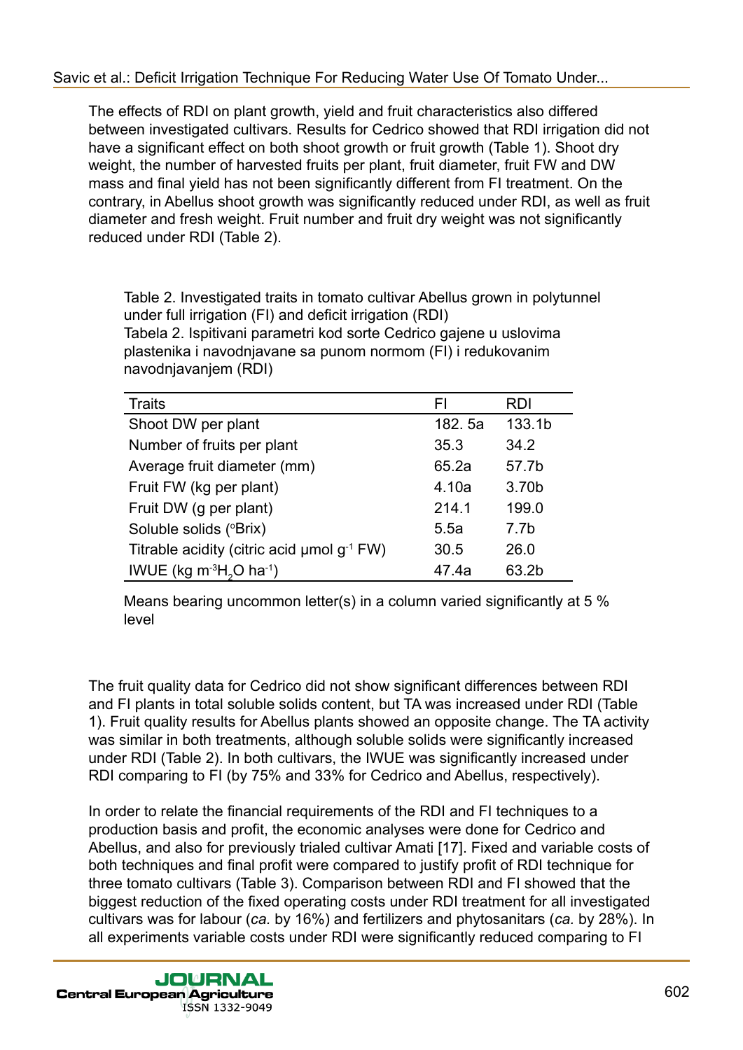The effects of RDI on plant growth, yield and fruit characteristics also differed between investigated cultivars. Results for Cedrico showed that RDI irrigation did not have a significant effect on both shoot growth or fruit growth (Table 1). Shoot dry weight, the number of harvested fruits per plant, fruit diameter, fruit FW and DW mass and final yield has not been significantly different from FI treatment. On the contrary, in Abellus shoot growth was significantly reduced under RDI, as well as fruit diameter and fresh weight. Fruit number and fruit dry weight was not significantly reduced under RDI (Table 2).

Table 2. Investigated traits in tomato cultivar Abellus grown in polytunnel under full irrigation (FI) and deficit irrigation (RDI)
Tabela 2. Ispitivani parametri kod sorte Cedrico gajene u uslovima plastenika i navodnjavane sa punom normom (FI) i redukovanim navodnjavanjem (RDI)

| Traits | FI | RDI |
|---|---|---|
| Shoot DW per plant | 182. 5a | 133.1b |
| Number of fruits per plant | 35.3 | 34.2 |
| Average fruit diameter (mm) | 65.2a | 57.7b |
| Fruit FW (kg per plant) | 4.10a | 3.70b |
| Fruit DW (g per plant) | 214.1 | 199.0 |
| Soluble solids (°Brix) | 5.5a | 7.7b |
| Titrable acidity (citric acid μmol $g^{-1}$ FW) | 30.5 | 26.0 |
| IWUE (kg $m^{-3} H_2O$ $ha^{-1}$) | 47.4a | 63.2b |

Means bearing uncommon letter(s) in a column varied significantly at 5 % level

The fruit quality data for Cedrico did not show significant differences between RDI and FI plants in total soluble solids content, but TA was increased under RDI (Table 1). Fruit quality results for Abellus plants showed an opposite change. The TA activity was similar in both treatments, although soluble solids were significantly increased under RDI (Table 2). In both cultivars, the IWUE was significantly increased under RDI comparing to FI (by 75% and 33% for Cedrico and Abellus, respectively).

In order to relate the financial requirements of the RDI and FI techniques to a production basis and profit, the economic analyses were done for Cedrico and Abellus, and also for previously trialed cultivar Amati [17]. Fixed and variable costs of both techniques and final profit were compared to justify profit of RDI technique for three tomato cultivars (Table 3). Comparison between RDI and FI showed that the biggest reduction of the fixed operating costs under RDI treatment for all investigated cultivars was for labour (*ca.* by 16%) and fertilizers and phytosanitars (*ca.* by 28%). In all experiments variable costs under RDI were significantly reduced comparing to FI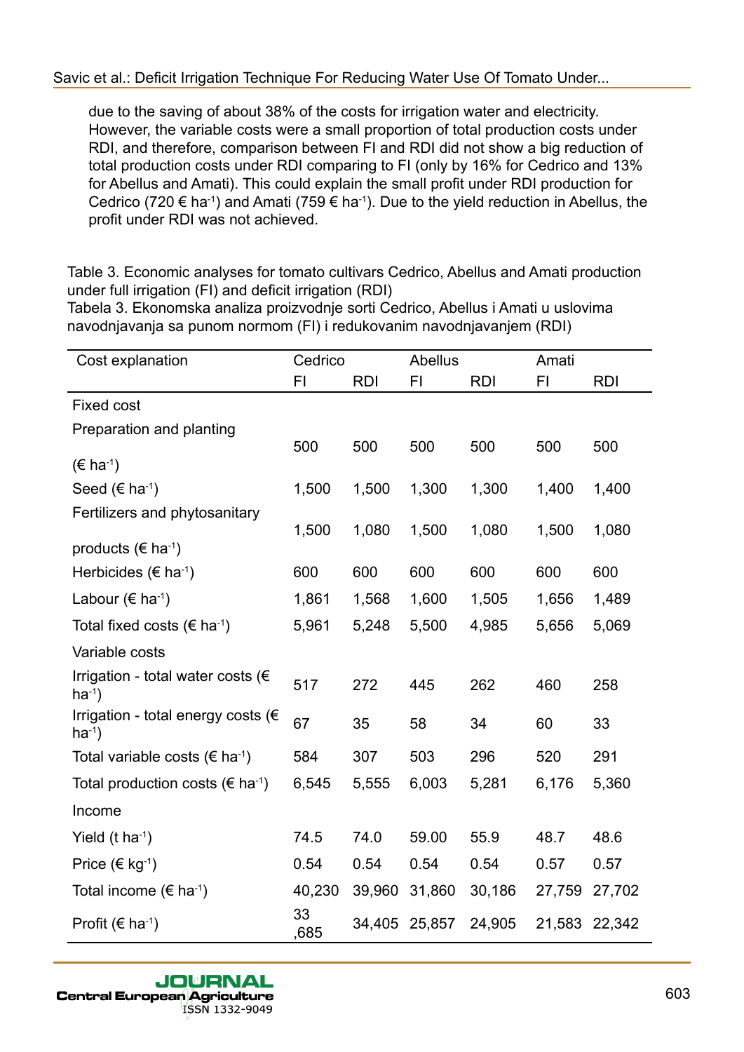due to the saving of about 38% of the costs for irrigation water and electricity. However, the variable costs were a small proportion of total production costs under RDI, and therefore, comparison between FI and RDI did not show a big reduction of total production costs under RDI comparing to FI (only by 16% for Cedrico and 13% for Abellus and Amati). This could explain the small profit under RDI production for Cedrico (720 € ha$^{-1}$) and Amati (759 € ha$^{-1}$). Due to the yield reduction in Abellus, the profit under RDI was not achieved.

Table 3. Economic analyses for tomato cultivars Cedrico, Abellus and Amati production under full irrigation (FI) and deficit irrigation (RDI)

Tabela 3. Ekonomska analiza proizvodnje sorti Cedrico, Abellus i Amati u uslovima navodnjavanja sa punom normom (FI) i redukovanim navodnjavanjem (RDI)

| Cost explanation | Cedrico | | Abellus | | Amati | |
|---|---|---|---|---|---|---|
| | FI | RDI | FI | RDI | FI | RDI |
| Fixed cost | | | | | | |
| Preparation and planting (€ ha$^{-1}$) | 500 | 500 | 500 | 500 | 500 | 500 |
| Seed (€ ha$^{-1}$) | 1,500 | 1,500 | 1,300 | 1,300 | 1,400 | 1,400 |
| Fertilizers and phytosanitary products (€ ha$^{-1}$) | 1,500 | 1,080 | 1,500 | 1,080 | 1,500 | 1,080 |
| Herbicides (€ ha$^{-1}$) | 600 | 600 | 600 | 600 | 600 | 600 |
| Labour (€ ha$^{-1}$) | 1,861 | 1,568 | 1,600 | 1,505 | 1,656 | 1,489 |
| Total fixed costs (€ ha$^{-1}$) | 5,961 | 5,248 | 5,500 | 4,985 | 5,656 | 5,069 |
| Variable costs | | | | | | |
| Irrigation - total water costs (€ ha$^{-1}$) | 517 | 272 | 445 | 262 | 460 | 258 |
| Irrigation - total energy costs (€ ha$^{-1}$) | 67 | 35 | 58 | 34 | 60 | 33 |
| Total variable costs (€ ha$^{-1}$) | 584 | 307 | 503 | 296 | 520 | 291 |
| Total production costs (€ ha$^{-1}$) | 6,545 | 5,555 | 6,003 | 5,281 | 6,176 | 5,360 |
| Income | | | | | | |
| Yield (t ha$^{-1}$) | 74.5 | 74.0 | 59.00 | 55.9 | 48.7 | 48.6 |
| Price (€ kg$^{-1}$) | 0.54 | 0.54 | 0.54 | 0.54 | 0.57 | 0.57 |
| Total income (€ ha$^{-1}$) | 40,230 | 39,960 | 31,860 | 30,186 | 27,759 | 27,702 |
| Profit (€ ha$^{-1}$) | 33 ,685 | 34,405 | 25,857 | 24,905 | 21,583 | 22,342 |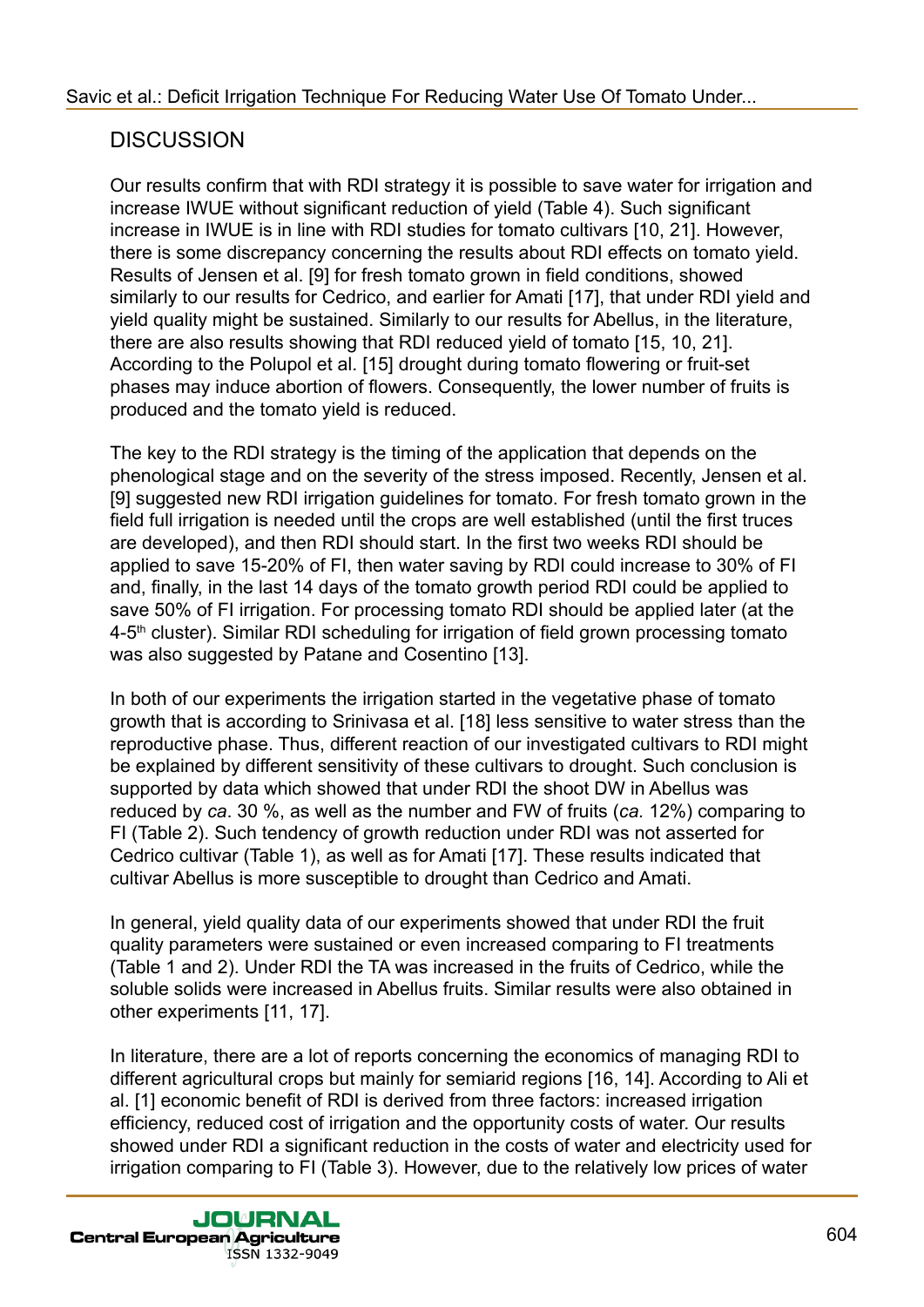## DISCUSSION

Our results confirm that with RDI strategy it is possible to save water for irrigation and increase IWUE without significant reduction of yield (Table 4). Such significant increase in IWUE is in line with RDI studies for tomato cultivars [10, 21]. However, there is some discrepancy concerning the results about RDI effects on tomato yield. Results of Jensen et al. [9] for fresh tomato grown in field conditions, showed similarly to our results for Cedrico, and earlier for Amati [17], that under RDI yield and yield quality might be sustained. Similarly to our results for Abellus, in the literature, there are also results showing that RDI reduced yield of tomato [15, 10, 21]. According to the Polupol et al. [15] drought during tomato flowering or fruit-set phases may induce abortion of flowers. Consequently, the lower number of fruits is produced and the tomato yield is reduced.

The key to the RDI strategy is the timing of the application that depends on the phenological stage and on the severity of the stress imposed. Recently, Jensen et al. [9] suggested new RDI irrigation guidelines for tomato. For fresh tomato grown in the field full irrigation is needed until the crops are well established (until the first truces are developed), and then RDI should start. In the first two weeks RDI should be applied to save 15-20% of FI, then water saving by RDI could increase to 30% of FI and, finally, in the last 14 days of the tomato growth period RDI could be applied to save 50% of FI irrigation. For processing tomato RDI should be applied later (at the 4-5th cluster). Similar RDI scheduling for irrigation of field grown processing tomato was also suggested by Patane and Cosentino [13].

In both of our experiments the irrigation started in the vegetative phase of tomato growth that is according to Srinivasa et al. [18] less sensitive to water stress than the reproductive phase. Thus, different reaction of our investigated cultivars to RDI might be explained by different sensitivity of these cultivars to drought. Such conclusion is supported by data which showed that under RDI the shoot DW in Abellus was reduced by *ca*. 30 %, as well as the number and FW of fruits (*ca.* 12%) comparing to FI (Table 2). Such tendency of growth reduction under RDI was not asserted for Cedrico cultivar (Table 1), as well as for Amati [17]. These results indicated that cultivar Abellus is more susceptible to drought than Cedrico and Amati.

In general, yield quality data of our experiments showed that under RDI the fruit quality parameters were sustained or even increased comparing to FI treatments (Table 1 and 2). Under RDI the TA was increased in the fruits of Cedrico, while the soluble solids were increased in Abellus fruits. Similar results were also obtained in other experiments [11, 17].

In literature, there are a lot of reports concerning the economics of managing RDI to different agricultural crops but mainly for semiarid regions [16, 14]. According to Ali et al. [1] economic benefit of RDI is derived from three factors: increased irrigation efficiency, reduced cost of irrigation and the opportunity costs of water. Our results showed under RDI a significant reduction in the costs of water and electricity used for irrigation comparing to FI (Table 3). However, due to the relatively low prices of water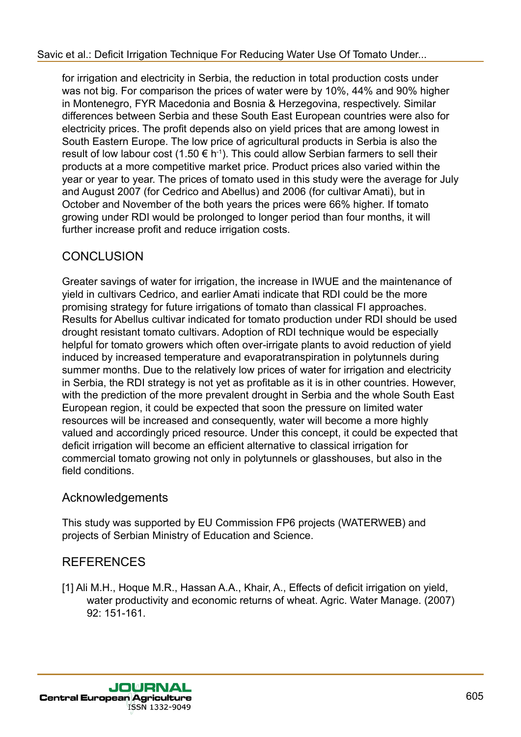for irrigation and electricity in Serbia, the reduction in total production costs under was not big. For comparison the prices of water were by 10%, 44% and 90% higher in Montenegro, FYR Macedonia and Bosnia & Herzegovina, respectively. Similar differences between Serbia and these South East European countries were also for electricity prices. The profit depends also on yield prices that are among lowest in South Eastern Europe. The low price of agricultural products in Serbia is also the result of low labour cost (1.50 € $h^{-1}$). This could allow Serbian farmers to sell their products at a more competitive market price. Product prices also varied within the year or year to year. The prices of tomato used in this study were the average for July and August 2007 (for Cedrico and Abellus) and 2006 (for cultivar Amati), but in October and November of the both years the prices were 66% higher. If tomato growing under RDI would be prolonged to longer period than four months, it will further increase profit and reduce irrigation costs.

## CONCLUSION

Greater savings of water for irrigation, the increase in IWUE and the maintenance of yield in cultivars Cedrico, and earlier Amati indicate that RDI could be the more promising strategy for future irrigations of tomato than classical FI approaches. Results for Abellus cultivar indicated for tomato production under RDI should be used drought resistant tomato cultivars. Adoption of RDI technique would be especially helpful for tomato growers which often over-irrigate plants to avoid reduction of yield induced by increased temperature and evaporatranspiration in polytunnels during summer months. Due to the relatively low prices of water for irrigation and electricity in Serbia, the RDI strategy is not yet as profitable as it is in other countries. However, with the prediction of the more prevalent drought in Serbia and the whole South East European region, it could be expected that soon the pressure on limited water resources will be increased and consequently, water will become a more highly valued and accordingly priced resource. Under this concept, it could be expected that deficit irrigation will become an efficient alternative to classical irrigation for commercial tomato growing not only in polytunnels or glasshouses, but also in the field conditions.

### Acknowledgements

This study was supported by EU Commission FP6 projects (WATERWEB) and projects of Serbian Ministry of Education and Science.

## REFERENCES

[1] Ali M.H., Hoque M.R., Hassan A.A., Khair, A., Effects of deficit irrigation on yield, water productivity and economic returns of wheat. Agric. Water Manage. (2007) 92: 151-161.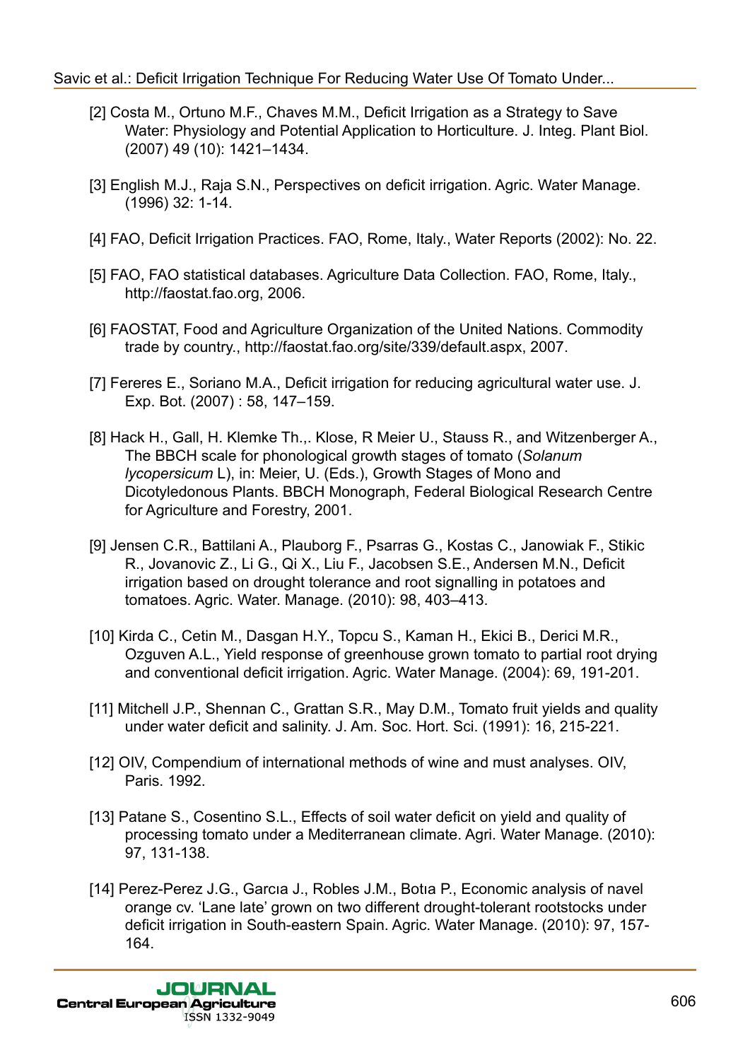[2] Costa M., Ortuno M.F., Chaves M.M., Deficit Irrigation as a Strategy to Save Water: Physiology and Potential Application to Horticulture. J. Integ. Plant Biol. (2007) 49 (10): 1421–1434.

[3] English M.J., Raja S.N., Perspectives on deficit irrigation. Agric. Water Manage. (1996) 32: 1-14.

[4] FAO, Deficit Irrigation Practices. FAO, Rome, Italy., Water Reports (2002): No. 22.

[5] FAO, FAO statistical databases. Agriculture Data Collection. FAO, Rome, Italy., http://faostat.fao.org, 2006.

[6] FAOSTAT, Food and Agriculture Organization of the United Nations. Commodity trade by country., http://faostat.fao.org/site/339/default.aspx, 2007.

[7] Fereres E., Soriano M.A., Deficit irrigation for reducing agricultural water use. J. Exp. Bot. (2007) : 58, 147–159.

[8] Hack H., Gall, H. Klemke Th.,. Klose, R Meier U., Stauss R., and Witzenberger A., The BBCH scale for phonological growth stages of tomato (*Solanum lycopersicum* L), in: Meier, U. (Eds.), Growth Stages of Mono and Dicotyledonous Plants. BBCH Monograph, Federal Biological Research Centre for Agriculture and Forestry, 2001.

[9] Jensen C.R., Battilani A., Plauborg F., Psarras G., Kostas C., Janowiak F., Stikic R., Jovanovic Z., Li G., Qi X., Liu F., Jacobsen S.E., Andersen M.N., Deficit irrigation based on drought tolerance and root signalling in potatoes and tomatoes. Agric. Water. Manage. (2010): 98, 403–413.

[10] Kirda C., Cetin M., Dasgan H.Y., Topcu S., Kaman H., Ekici B., Derici M.R., Ozguven A.L., Yield response of greenhouse grown tomato to partial root drying and conventional deficit irrigation. Agric. Water Manage. (2004): 69, 191-201.

[11] Mitchell J.P., Shennan C., Grattan S.R., May D.M., Tomato fruit yields and quality under water deficit and salinity. J. Am. Soc. Hort. Sci. (1991): 16, 215-221.

[12] OIV, Compendium of international methods of wine and must analyses. OIV, Paris. 1992.

[13] Patane S., Cosentino S.L., Effects of soil water deficit on yield and quality of processing tomato under a Mediterranean climate. Agri. Water Manage. (2010): 97, 131-138.

[14] Perez-Perez J.G., Garcıa J., Robles J.M., Botıa P., Economic analysis of navel orange cv. 'Lane late' grown on two different drought-tolerant rootstocks under deficit irrigation in South-eastern Spain. Agric. Water Manage. (2010): 97, 157-164.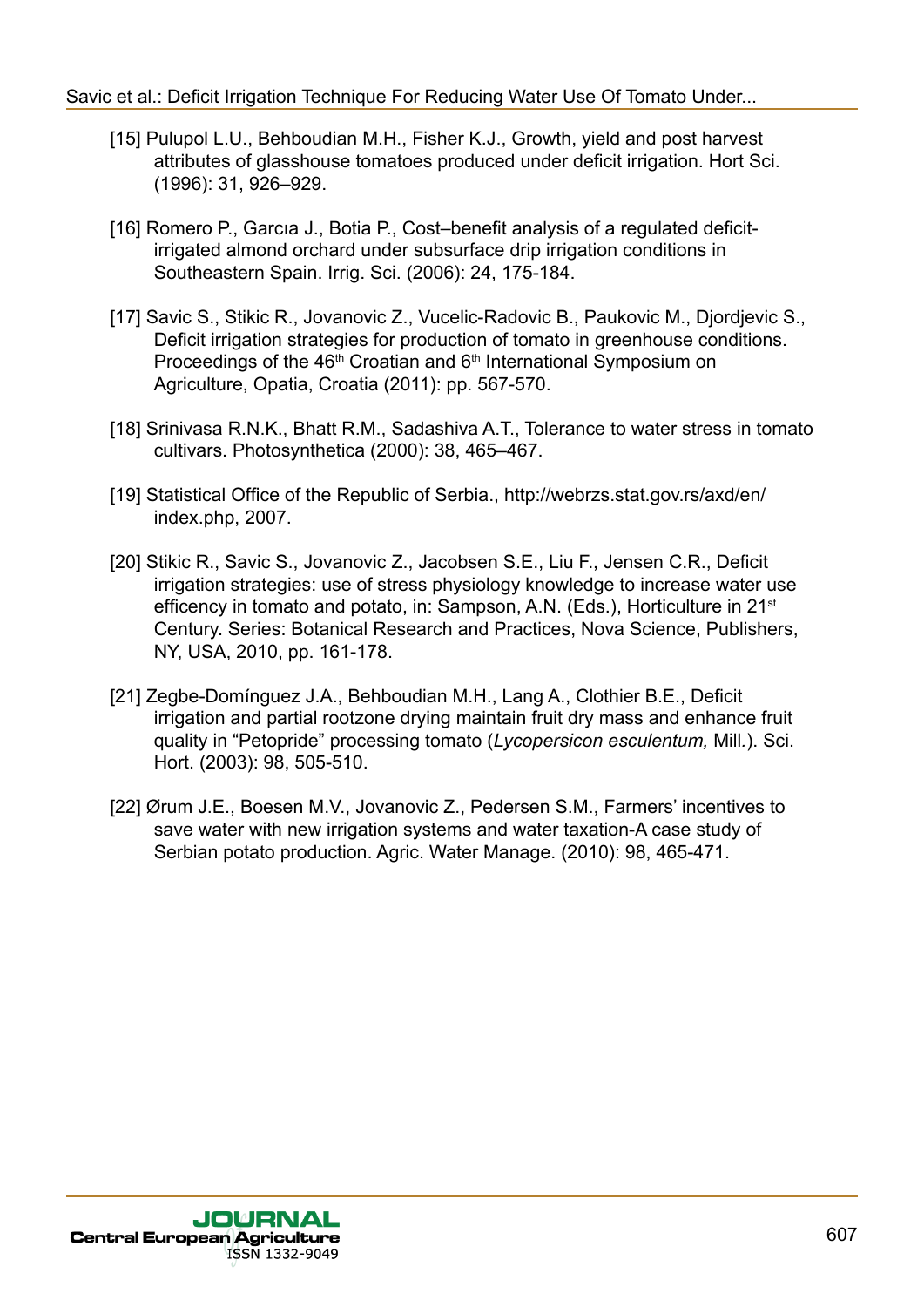[15] Pulupol L.U., Behboudian M.H., Fisher K.J., Growth, yield and post harvest attributes of glasshouse tomatoes produced under deficit irrigation. Hort Sci. (1996): 31, 926–929.

[16] Romero P., Garcıa J., Botia P., Cost–benefit analysis of a regulated deficit-irrigated almond orchard under subsurface drip irrigation conditions in Southeastern Spain. Irrig. Sci. (2006): 24, 175-184.

[17] Savic S., Stikic R., Jovanovic Z., Vucelic-Radovic B., Paukovic M., Djordjevic S., Deficit irrigation strategies for production of tomato in greenhouse conditions. Proceedings of the 46th Croatian and 6th International Symposium on Agriculture, Opatia, Croatia (2011): pp. 567-570.

[18] Srinivasa R.N.K., Bhatt R.M., Sadashiva A.T., Tolerance to water stress in tomato cultivars. Photosynthetica (2000): 38, 465–467.

[19] Statistical Office of the Republic of Serbia., http://webrzs.stat.gov.rs/axd/en/index.php, 2007.

[20] Stikic R., Savic S., Jovanovic Z., Jacobsen S.E., Liu F., Jensen C.R., Deficit irrigation strategies: use of stress physiology knowledge to increase water use efficency in tomato and potato, in: Sampson, A.N. (Eds.), Horticulture in 21st Century. Series: Botanical Research and Practices, Nova Science, Publishers, NY, USA, 2010, pp. 161-178.

[21] Zegbe-Domínguez J.A., Behboudian M.H., Lang A., Clothier B.E., Deficit irrigation and partial rootzone drying maintain fruit dry mass and enhance fruit quality in "Petopride" processing tomato (*Lycopersicon esculentum,* Mill.). Sci. Hort. (2003): 98, 505-510.

[22] Ørum J.E., Boesen M.V., Jovanovic Z., Pedersen S.M., Farmers' incentives to save water with new irrigation systems and water taxation-A case study of Serbian potato production. Agric. Water Manage. (2010): 98, 465-471.